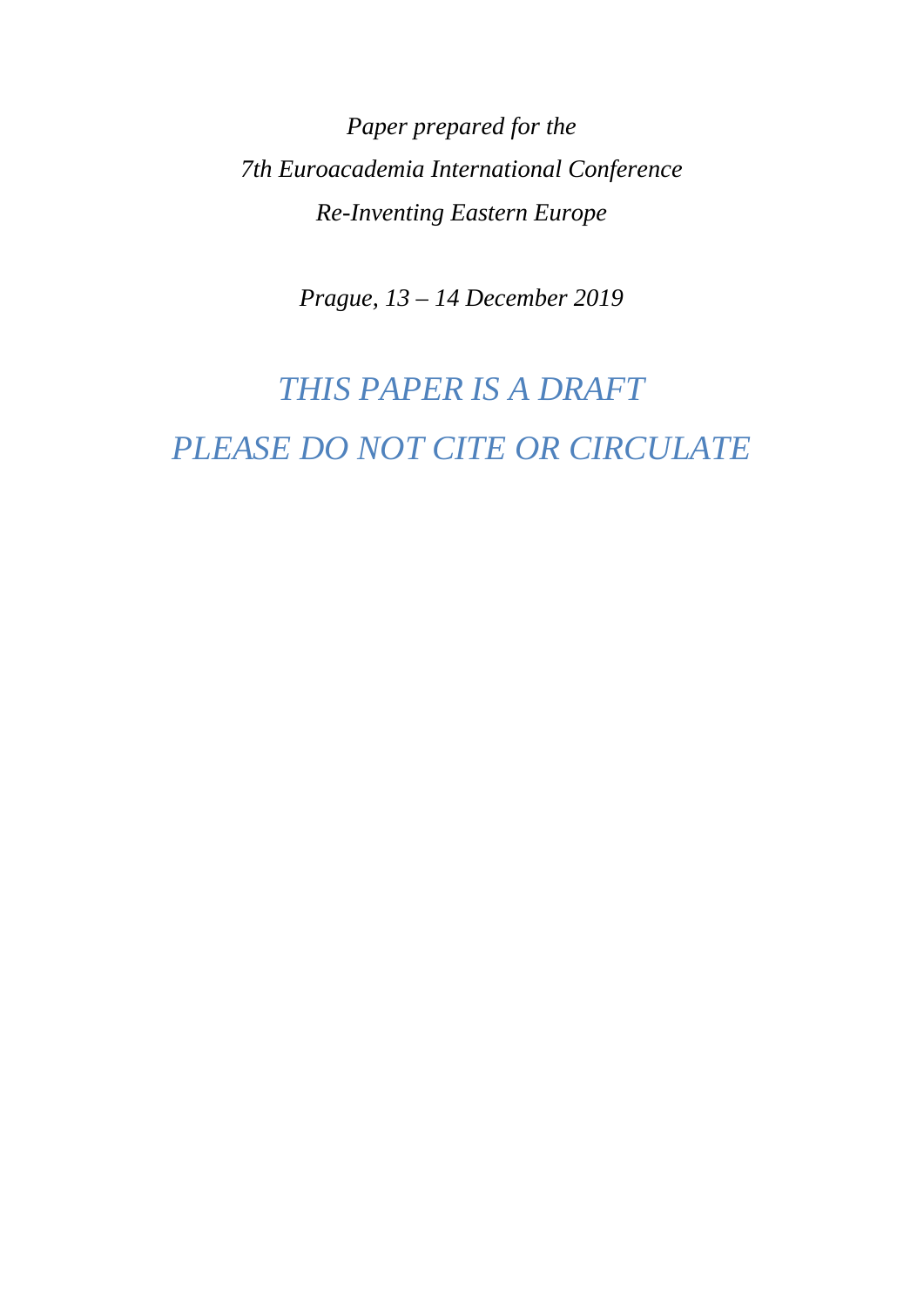*Paper prepared for the*

*7th Euroacademia International Conference*

*Re-Inventing Eastern Europe*

*Prague, 13 – 14 December 2019*

*THIS PAPER IS A DRAFT*

*PLEASE DO NOT CITE OR CIRCULATE*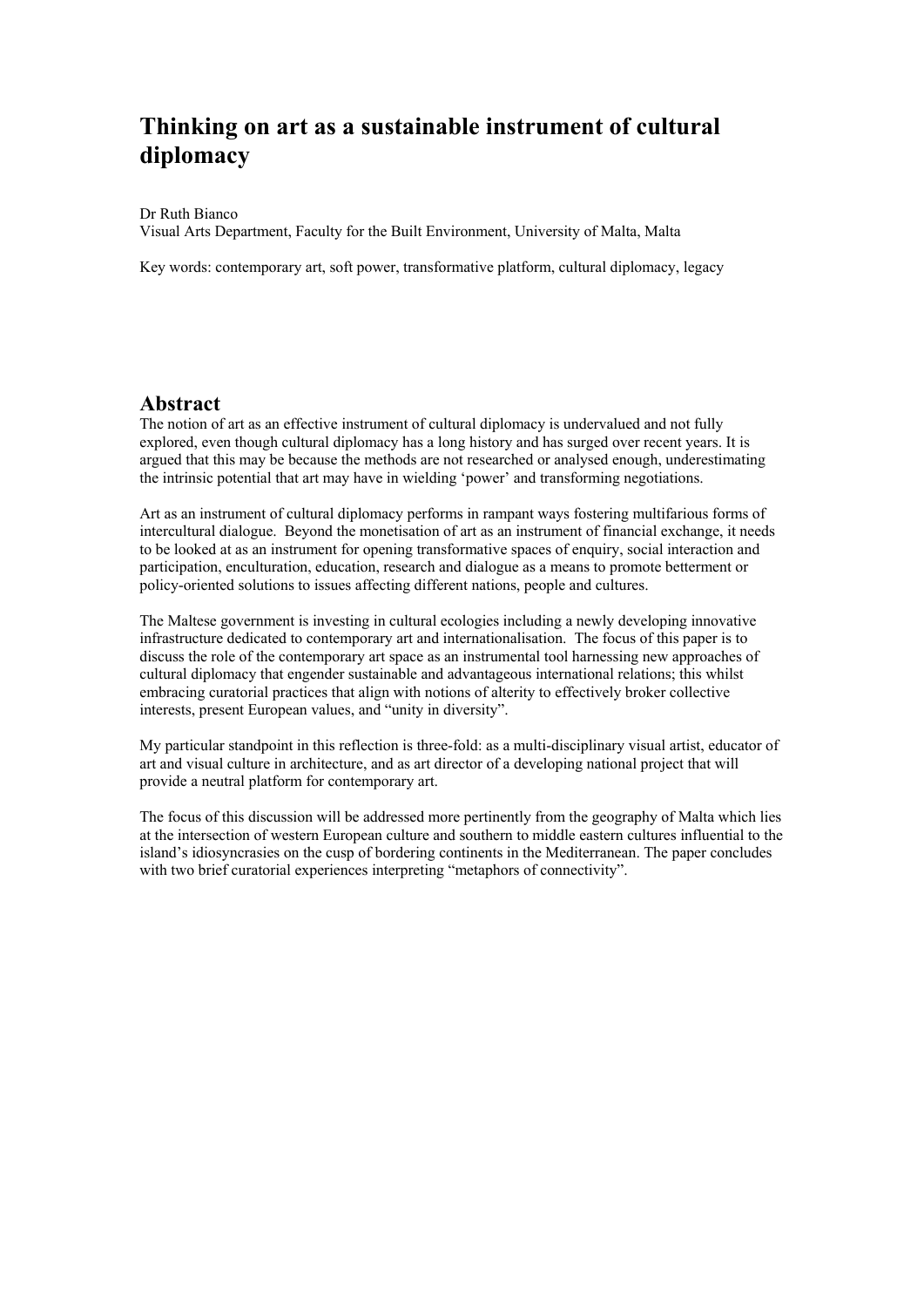# Thinking on art as a sustainable instrument of cultural diplomacy

Dr Ruth Bianco
Visual Arts Department, Faculty for the Built Environment, University of Malta, Malta

Key words: contemporary art, soft power, transformative platform, cultural diplomacy, legacy

## Abstract

The notion of art as an effective instrument of cultural diplomacy is undervalued and not fully explored, even though cultural diplomacy has a long history and has surged over recent years. It is argued that this may be because the methods are not researched or analysed enough, underestimating the intrinsic potential that art may have in wielding 'power' and transforming negotiations.

Art as an instrument of cultural diplomacy performs in rampant ways fostering multifarious forms of intercultural dialogue. Beyond the monetisation of art as an instrument of financial exchange, it needs to be looked at as an instrument for opening transformative spaces of enquiry, social interaction and participation, enculturation, education, research and dialogue as a means to promote betterment or policy-oriented solutions to issues affecting different nations, people and cultures.

The Maltese government is investing in cultural ecologies including a newly developing innovative infrastructure dedicated to contemporary art and internationalisation. The focus of this paper is to discuss the role of the contemporary art space as an instrumental tool harnessing new approaches of cultural diplomacy that engender sustainable and advantageous international relations; this whilst embracing curatorial practices that align with notions of alterity to effectively broker collective interests, present European values, and "unity in diversity".

My particular standpoint in this reflection is three-fold: as a multi-disciplinary visual artist, educator of art and visual culture in architecture, and as art director of a developing national project that will provide a neutral platform for contemporary art.

The focus of this discussion will be addressed more pertinently from the geography of Malta which lies at the intersection of western European culture and southern to middle eastern cultures influential to the island's idiosyncrasies on the cusp of bordering continents in the Mediterranean. The paper concludes with two brief curatorial experiences interpreting "metaphors of connectivity".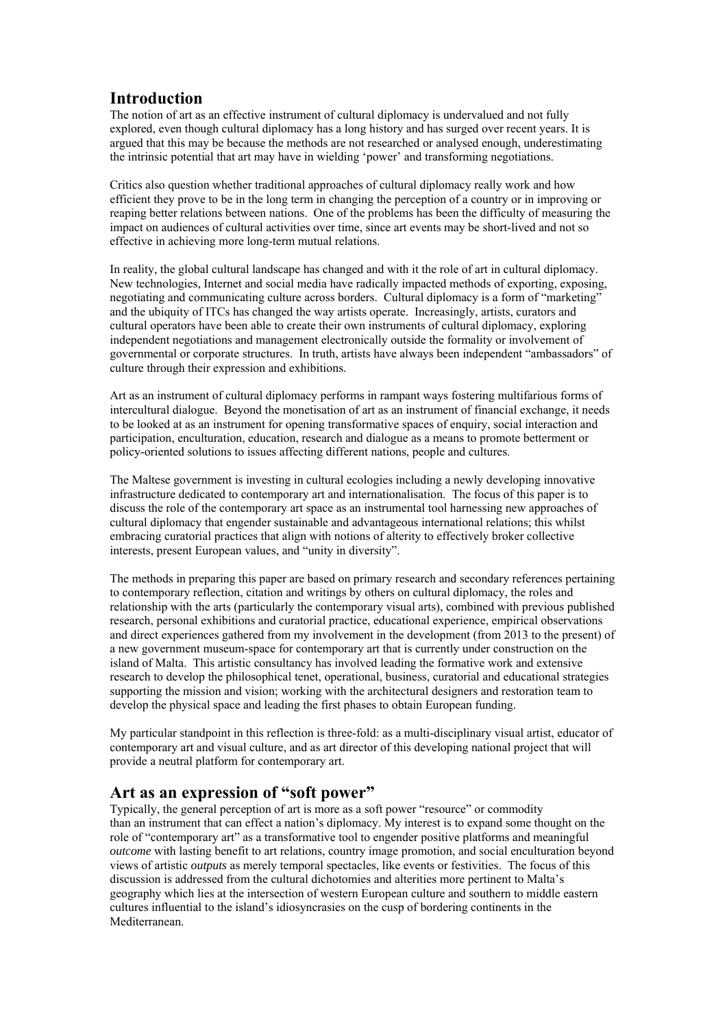## Introduction

The notion of art as an effective instrument of cultural diplomacy is undervalued and not fully explored, even though cultural diplomacy has a long history and has surged over recent years. It is argued that this may be because the methods are not researched or analysed enough, underestimating the intrinsic potential that art may have in wielding 'power' and transforming negotiations.

Critics also question whether traditional approaches of cultural diplomacy really work and how efficient they prove to be in the long term in changing the perception of a country or in improving or reaping better relations between nations. One of the problems has been the difficulty of measuring the impact on audiences of cultural activities over time, since art events may be short-lived and not so effective in achieving more long-term mutual relations.

In reality, the global cultural landscape has changed and with it the role of art in cultural diplomacy. New technologies, Internet and social media have radically impacted methods of exporting, exposing, negotiating and communicating culture across borders. Cultural diplomacy is a form of "marketing" and the ubiquity of ITCs has changed the way artists operate. Increasingly, artists, curators and cultural operators have been able to create their own instruments of cultural diplomacy, exploring independent negotiations and management electronically outside the formality or involvement of governmental or corporate structures. In truth, artists have always been independent "ambassadors" of culture through their expression and exhibitions.

Art as an instrument of cultural diplomacy performs in rampant ways fostering multifarious forms of intercultural dialogue. Beyond the monetisation of art as an instrument of financial exchange, it needs to be looked at as an instrument for opening transformative spaces of enquiry, social interaction and participation, enculturation, education, research and dialogue as a means to promote betterment or policy-oriented solutions to issues affecting different nations, people and cultures.

The Maltese government is investing in cultural ecologies including a newly developing innovative infrastructure dedicated to contemporary art and internationalisation. The focus of this paper is to discuss the role of the contemporary art space as an instrumental tool harnessing new approaches of cultural diplomacy that engender sustainable and advantageous international relations; this whilst embracing curatorial practices that align with notions of alterity to effectively broker collective interests, present European values, and "unity in diversity".

The methods in preparing this paper are based on primary research and secondary references pertaining to contemporary reflection, citation and writings by others on cultural diplomacy, the roles and relationship with the arts (particularly the contemporary visual arts), combined with previous published research, personal exhibitions and curatorial practice, educational experience, empirical observations and direct experiences gathered from my involvement in the development (from 2013 to the present) of a new government museum-space for contemporary art that is currently under construction on the island of Malta. This artistic consultancy has involved leading the formative work and extensive research to develop the philosophical tenet, operational, business, curatorial and educational strategies supporting the mission and vision; working with the architectural designers and restoration team to develop the physical space and leading the first phases to obtain European funding.

My particular standpoint in this reflection is three-fold: as a multi-disciplinary visual artist, educator of contemporary art and visual culture, and as art director of this developing national project that will provide a neutral platform for contemporary art.

## Art as an expression of "soft power"

Typically, the general perception of art is more as a soft power "resource" or commodity than an instrument that can effect a nation's diplomacy. My interest is to expand some thought on the role of "contemporary art" as a transformative tool to engender positive platforms and meaningful *outcome* with lasting benefit to art relations, country image promotion, and social enculturation beyond views of artistic *outputs* as merely temporal spectacles, like events or festivities. The focus of this discussion is addressed from the cultural dichotomies and alterities more pertinent to Malta's geography which lies at the intersection of western European culture and southern to middle eastern cultures influential to the island's idiosyncrasies on the cusp of bordering continents in the Mediterranean.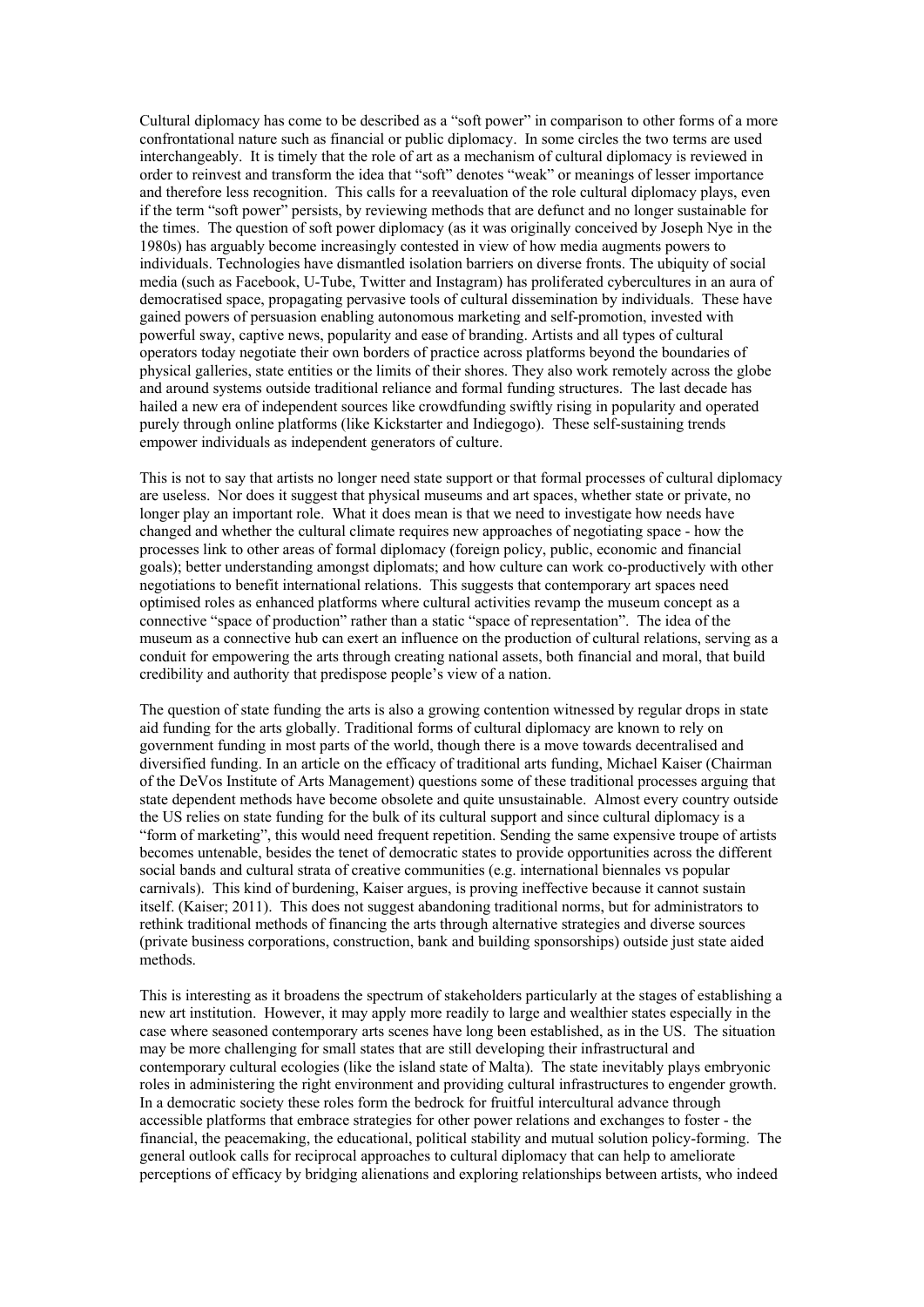Cultural diplomacy has come to be described as a "soft power" in comparison to other forms of a more confrontational nature such as financial or public diplomacy. In some circles the two terms are used interchangeably. It is timely that the role of art as a mechanism of cultural diplomacy is reviewed in order to reinvest and transform the idea that "soft" denotes "weak" or meanings of lesser importance and therefore less recognition. This calls for a reevaluation of the role cultural diplomacy plays, even if the term "soft power" persists, by reviewing methods that are defunct and no longer sustainable for the times. The question of soft power diplomacy (as it was originally conceived by Joseph Nye in the 1980s) has arguably become increasingly contested in view of how media augments powers to individuals. Technologies have dismantled isolation barriers on diverse fronts. The ubiquity of social media (such as Facebook, U-Tube, Twitter and Instagram) has proliferated cybercultures in an aura of democratised space, propagating pervasive tools of cultural dissemination by individuals. These have gained powers of persuasion enabling autonomous marketing and self-promotion, invested with powerful sway, captive news, popularity and ease of branding. Artists and all types of cultural operators today negotiate their own borders of practice across platforms beyond the boundaries of physical galleries, state entities or the limits of their shores. They also work remotely across the globe and around systems outside traditional reliance and formal funding structures. The last decade has hailed a new era of independent sources like crowdfunding swiftly rising in popularity and operated purely through online platforms (like Kickstarter and Indiegogo). These self-sustaining trends empower individuals as independent generators of culture.

This is not to say that artists no longer need state support or that formal processes of cultural diplomacy are useless. Nor does it suggest that physical museums and art spaces, whether state or private, no longer play an important role. What it does mean is that we need to investigate how needs have changed and whether the cultural climate requires new approaches of negotiating space - how the processes link to other areas of formal diplomacy (foreign policy, public, economic and financial goals); better understanding amongst diplomats; and how culture can work co-productively with other negotiations to benefit international relations. This suggests that contemporary art spaces need optimised roles as enhanced platforms where cultural activities revamp the museum concept as a connective "space of production" rather than a static "space of representation". The idea of the museum as a connective hub can exert an influence on the production of cultural relations, serving as a conduit for empowering the arts through creating national assets, both financial and moral, that build credibility and authority that predispose people's view of a nation.

The question of state funding the arts is also a growing contention witnessed by regular drops in state aid funding for the arts globally. Traditional forms of cultural diplomacy are known to rely on government funding in most parts of the world, though there is a move towards decentralised and diversified funding. In an article on the efficacy of traditional arts funding, Michael Kaiser (Chairman of the DeVos Institute of Arts Management) questions some of these traditional processes arguing that state dependent methods have become obsolete and quite unsustainable. Almost every country outside the US relies on state funding for the bulk of its cultural support and since cultural diplomacy is a "form of marketing", this would need frequent repetition. Sending the same expensive troupe of artists becomes untenable, besides the tenet of democratic states to provide opportunities across the different social bands and cultural strata of creative communities (e.g. international biennales vs popular carnivals). This kind of burdening, Kaiser argues, is proving ineffective because it cannot sustain itself. (Kaiser; 2011). This does not suggest abandoning traditional norms, but for administrators to rethink traditional methods of financing the arts through alternative strategies and diverse sources (private business corporations, construction, bank and building sponsorships) outside just state aided methods.

This is interesting as it broadens the spectrum of stakeholders particularly at the stages of establishing a new art institution. However, it may apply more readily to large and wealthier states especially in the case where seasoned contemporary arts scenes have long been established, as in the US. The situation may be more challenging for small states that are still developing their infrastructural and contemporary cultural ecologies (like the island state of Malta). The state inevitably plays embryonic roles in administering the right environment and providing cultural infrastructures to engender growth. In a democratic society these roles form the bedrock for fruitful intercultural advance through accessible platforms that embrace strategies for other power relations and exchanges to foster - the financial, the peacemaking, the educational, political stability and mutual solution policy-forming. The general outlook calls for reciprocal approaches to cultural diplomacy that can help to ameliorate perceptions of efficacy by bridging alienations and exploring relationships between artists, who indeed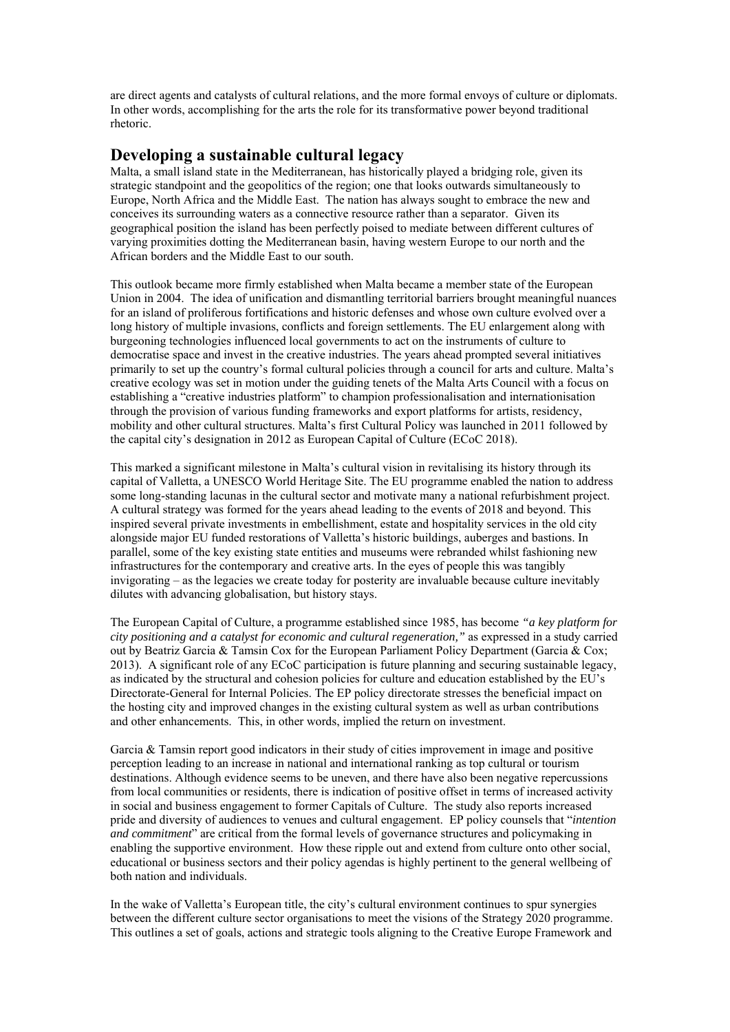are direct agents and catalysts of cultural relations, and the more formal envoys of culture or diplomats. In other words, accomplishing for the arts the role for its transformative power beyond traditional rhetoric.

## Developing a sustainable cultural legacy

Malta, a small island state in the Mediterranean, has historically played a bridging role, given its strategic standpoint and the geopolitics of the region; one that looks outwards simultaneously to Europe, North Africa and the Middle East. The nation has always sought to embrace the new and conceives its surrounding waters as a connective resource rather than a separator. Given its geographical position the island has been perfectly poised to mediate between different cultures of varying proximities dotting the Mediterranean basin, having western Europe to our north and the African borders and the Middle East to our south.

This outlook became more firmly established when Malta became a member state of the European Union in 2004. The idea of unification and dismantling territorial barriers brought meaningful nuances for an island of proliferous fortifications and historic defenses and whose own culture evolved over a long history of multiple invasions, conflicts and foreign settlements. The EU enlargement along with burgeoning technologies influenced local governments to act on the instruments of culture to democratise space and invest in the creative industries. The years ahead prompted several initiatives primarily to set up the country's formal cultural policies through a council for arts and culture. Malta's creative ecology was set in motion under the guiding tenets of the Malta Arts Council with a focus on establishing a "creative industries platform" to champion professionalisation and internationalisation through the provision of various funding frameworks and export platforms for artists, residency, mobility and other cultural structures. Malta's first Cultural Policy was launched in 2011 followed by the capital city's designation in 2012 as European Capital of Culture (ECoC 2018).

This marked a significant milestone in Malta's cultural vision in revitalising its history through its capital of Valletta, a UNESCO World Heritage Site. The EU programme enabled the nation to address some long-standing lacunas in the cultural sector and motivate many a national refurbishment project. A cultural strategy was formed for the years ahead leading to the events of 2018 and beyond. This inspired several private investments in embellishment, estate and hospitality services in the old city alongside major EU funded restorations of Valletta's historic buildings, auberges and bastions. In parallel, some of the key existing state entities and museums were rebranded whilst fashioning new infrastructures for the contemporary and creative arts. In the eyes of people this was tangibly invigorating – as the legacies we create today for posterity are invaluable because culture inevitably dilutes with advancing globalisation, but history stays.

The European Capital of Culture, a programme established since 1985, has become *"a key platform for city positioning and a catalyst for economic and cultural regeneration,"* as expressed in a study carried out by Beatriz Garcia & Tamsin Cox for the European Parliament Policy Department (Garcia & Cox; 2013). A significant role of any ECoC participation is future planning and securing sustainable legacy, as indicated by the structural and cohesion policies for culture and education established by the EU's Directorate-General for Internal Policies. The EP policy directorate stresses the beneficial impact on the hosting city and improved changes in the existing cultural system as well as urban contributions and other enhancements. This, in other words, implied the return on investment.

Garcia & Tamsin report good indicators in their study of cities improvement in image and positive perception leading to an increase in national and international ranking as top cultural or tourism destinations. Although evidence seems to be uneven, and there have also been negative repercussions from local communities or residents, there is indication of positive offset in terms of increased activity in social and business engagement to former Capitals of Culture. The study also reports increased pride and diversity of audiences to venues and cultural engagement. EP policy counsels that "*intention and commitment*" are critical from the formal levels of governance structures and policymaking in enabling the supportive environment. How these ripple out and extend from culture onto other social, educational or business sectors and their policy agendas is highly pertinent to the general wellbeing of both nation and individuals.

In the wake of Valletta's European title, the city's cultural environment continues to spur synergies between the different culture sector organisations to meet the visions of the Strategy 2020 programme. This outlines a set of goals, actions and strategic tools aligning to the Creative Europe Framework and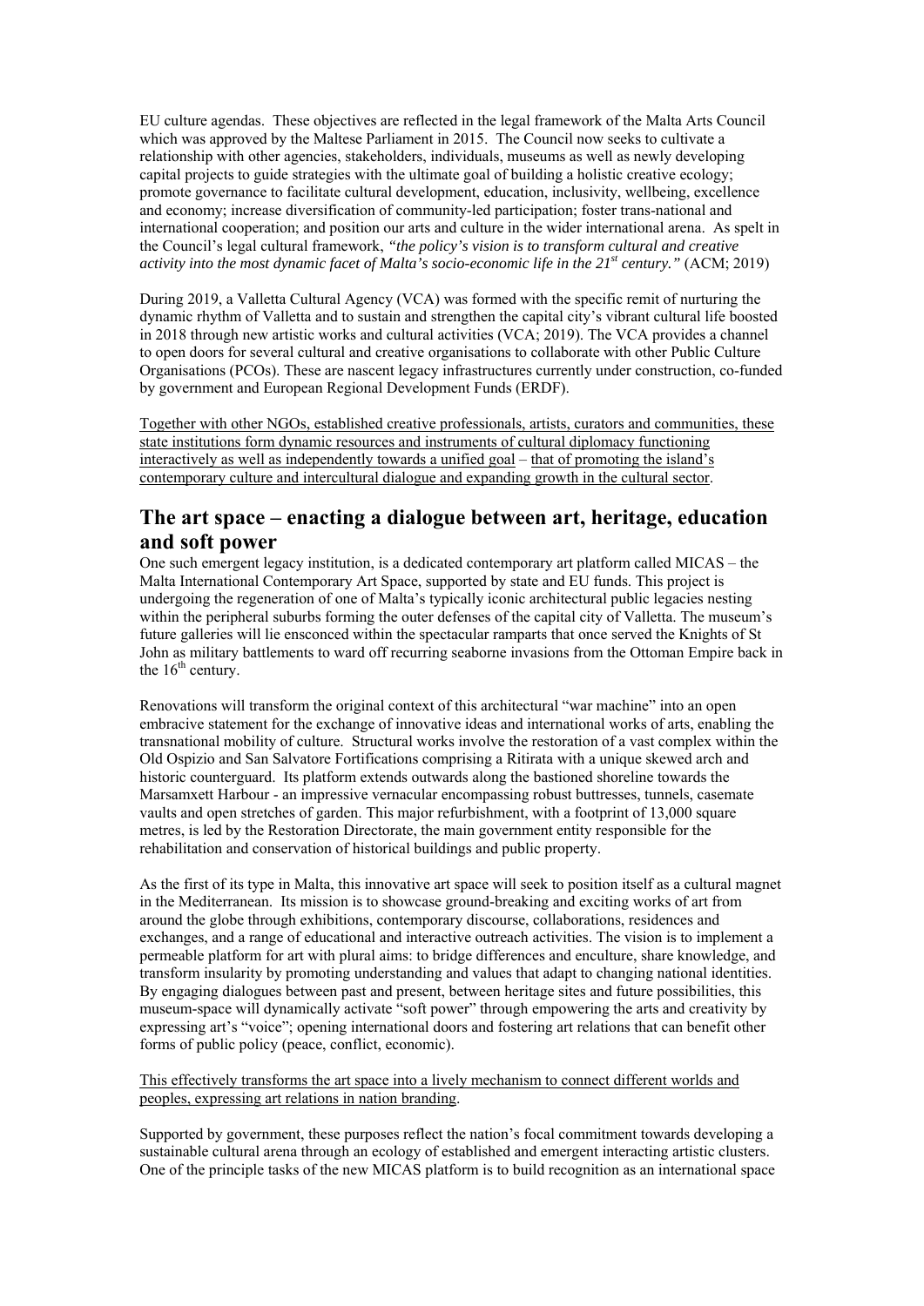EU culture agendas. These objectives are reflected in the legal framework of the Malta Arts Council which was approved by the Maltese Parliament in 2015. The Council now seeks to cultivate a relationship with other agencies, stakeholders, individuals, museums as well as newly developing capital projects to guide strategies with the ultimate goal of building a holistic creative ecology; promote governance to facilitate cultural development, education, inclusivity, wellbeing, excellence and economy; increase diversification of community-led participation; foster trans-national and international cooperation; and position our arts and culture in the wider international arena. As spelt in the Council's legal cultural framework, *"the policy's vision is to transform cultural and creative activity into the most dynamic facet of Malta's socio-economic life in the 21st century."* (ACM; 2019)

During 2019, a Valletta Cultural Agency (VCA) was formed with the specific remit of nurturing the dynamic rhythm of Valletta and to sustain and strengthen the capital city's vibrant cultural life boosted in 2018 through new artistic works and cultural activities (VCA; 2019). The VCA provides a channel to open doors for several cultural and creative organisations to collaborate with other Public Culture Organisations (PCOs). These are nascent legacy infrastructures currently under construction, co-funded by government and European Regional Development Funds (ERDF).

Together with other NGOs, established creative professionals, artists, curators and communities, these state institutions form dynamic resources and instruments of cultural diplomacy functioning interactively as well as independently towards a unified goal – that of promoting the island's contemporary culture and intercultural dialogue and expanding growth in the cultural sector.

## The art space – enacting a dialogue between art, heritage, education and soft power

One such emergent legacy institution, is a dedicated contemporary art platform called MICAS – the Malta International Contemporary Art Space, supported by state and EU funds. This project is undergoing the regeneration of one of Malta's typically iconic architectural public legacies nesting within the peripheral suburbs forming the outer defenses of the capital city of Valletta. The museum's future galleries will lie ensconced within the spectacular ramparts that once served the Knights of St John as military battlements to ward off recurring seaborne invasions from the Ottoman Empire back in the 16th century.

Renovations will transform the original context of this architectural "war machine" into an open embracive statement for the exchange of innovative ideas and international works of arts, enabling the transnational mobility of culture. Structural works involve the restoration of a vast complex within the Old Ospizio and San Salvatore Fortifications comprising a Ritirata with a unique skewed arch and historic counterguard. Its platform extends outwards along the bastioned shoreline towards the Marsamxett Harbour - an impressive vernacular encompassing robust buttresses, tunnels, casemate vaults and open stretches of garden. This major refurbishment, with a footprint of 13,000 square metres, is led by the Restoration Directorate, the main government entity responsible for the rehabilitation and conservation of historical buildings and public property.

As the first of its type in Malta, this innovative art space will seek to position itself as a cultural magnet in the Mediterranean. Its mission is to showcase ground-breaking and exciting works of art from around the globe through exhibitions, contemporary discourse, collaborations, residences and exchanges, and a range of educational and interactive outreach activities. The vision is to implement a permeable platform for art with plural aims: to bridge differences and enculture, share knowledge, and transform insularity by promoting understanding and values that adapt to changing national identities. By engaging dialogues between past and present, between heritage sites and future possibilities, this museum-space will dynamically activate "soft power" through empowering the arts and creativity by expressing art's "voice"; opening international doors and fostering art relations that can benefit other forms of public policy (peace, conflict, economic).

This effectively transforms the art space into a lively mechanism to connect different worlds and peoples, expressing art relations in nation branding.

Supported by government, these purposes reflect the nation's focal commitment towards developing a sustainable cultural arena through an ecology of established and emergent interacting artistic clusters. One of the principle tasks of the new MICAS platform is to build recognition as an international space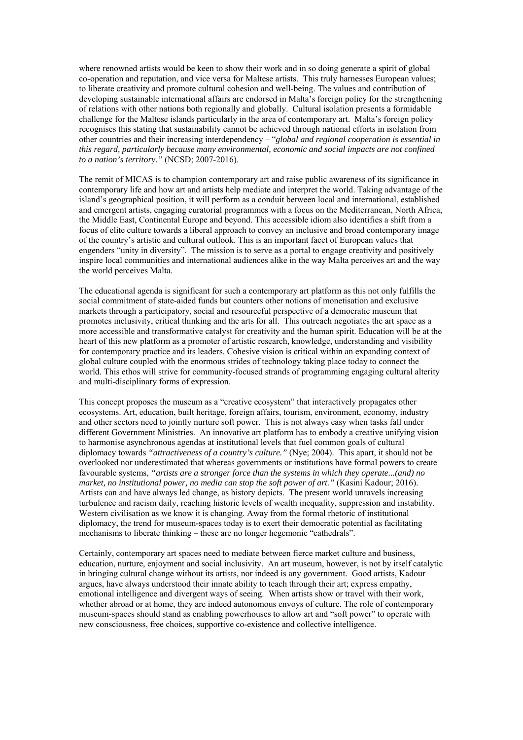where renowned artists would be keen to show their work and in so doing generate a spirit of global co-operation and reputation, and vice versa for Maltese artists. This truly harnesses European values; to liberate creativity and promote cultural cohesion and well-being. The values and contribution of developing sustainable international affairs are endorsed in Malta's foreign policy for the strengthening of relations with other nations both regionally and globally. Cultural isolation presents a formidable challenge for the Maltese islands particularly in the area of contemporary art. Malta's foreign policy recognises this stating that sustainability cannot be achieved through national efforts in isolation from other countries and their increasing interdependency – "*global and regional cooperation is essential in this regard, particularly because many environmental, economic and social impacts are not confined to a nation's territory."* (NCSD; 2007-2016).

The remit of MICAS is to champion contemporary art and raise public awareness of its significance in contemporary life and how art and artists help mediate and interpret the world. Taking advantage of the island's geographical position, it will perform as a conduit between local and international, established and emergent artists, engaging curatorial programmes with a focus on the Mediterranean, North Africa, the Middle East, Continental Europe and beyond. This accessible idiom also identifies a shift from a focus of elite culture towards a liberal approach to convey an inclusive and broad contemporary image of the country's artistic and cultural outlook. This is an important facet of European values that engenders "unity in diversity". The mission is to serve as a portal to engage creativity and positively inspire local communities and international audiences alike in the way Malta perceives art and the way the world perceives Malta.

The educational agenda is significant for such a contemporary art platform as this not only fulfills the social commitment of state-aided funds but counters other notions of monetisation and exclusive markets through a participatory, social and resourceful perspective of a democratic museum that promotes inclusivity, critical thinking and the arts for all. This outreach negotiates the art space as a more accessible and transformative catalyst for creativity and the human spirit. Education will be at the heart of this new platform as a promoter of artistic research, knowledge, understanding and visibility for contemporary practice and its leaders. Cohesive vision is critical within an expanding context of global culture coupled with the enormous strides of technology taking place today to connect the world. This ethos will strive for community-focused strands of programming engaging cultural alterity and multi-disciplinary forms of expression.

This concept proposes the museum as a "creative ecosystem" that interactively propagates other ecosystems. Art, education, built heritage, foreign affairs, tourism, environment, economy, industry and other sectors need to jointly nurture soft power. This is not always easy when tasks fall under different Government Ministries. An innovative art platform has to embody a creative unifying vision to harmonise asynchronous agendas at institutional levels that fuel common goals of cultural diplomacy towards *"attractiveness of a country's culture."* (Nye; 2004). This apart, it should not be overlooked nor underestimated that whereas governments or institutions have formal powers to create favourable systems, *"artists are a stronger force than the systems in which they operate...(and) no market, no institutional power, no media can stop the soft power of art."* (Kasini Kadour; 2016). Artists can and have always led change, as history depicts. The present world unravels increasing turbulence and racism daily, reaching historic levels of wealth inequality, suppression and instability. Western civilisation as we know it is changing. Away from the formal rhetoric of institutional diplomacy, the trend for museum-spaces today is to exert their democratic potential as facilitating mechanisms to liberate thinking – these are no longer hegemonic "cathedrals".

Certainly, contemporary art spaces need to mediate between fierce market culture and business, education, nurture, enjoyment and social inclusivity. An art museum, however, is not by itself catalytic in bringing cultural change without its artists, nor indeed is any government. Good artists, Kadour argues, have always understood their innate ability to teach through their art; express empathy, emotional intelligence and divergent ways of seeing. When artists show or travel with their work, whether abroad or at home, they are indeed autonomous envoys of culture. The role of contemporary museum-spaces should stand as enabling powerhouses to allow art and "soft power" to operate with new consciousness, free choices, supportive co-existence and collective intelligence.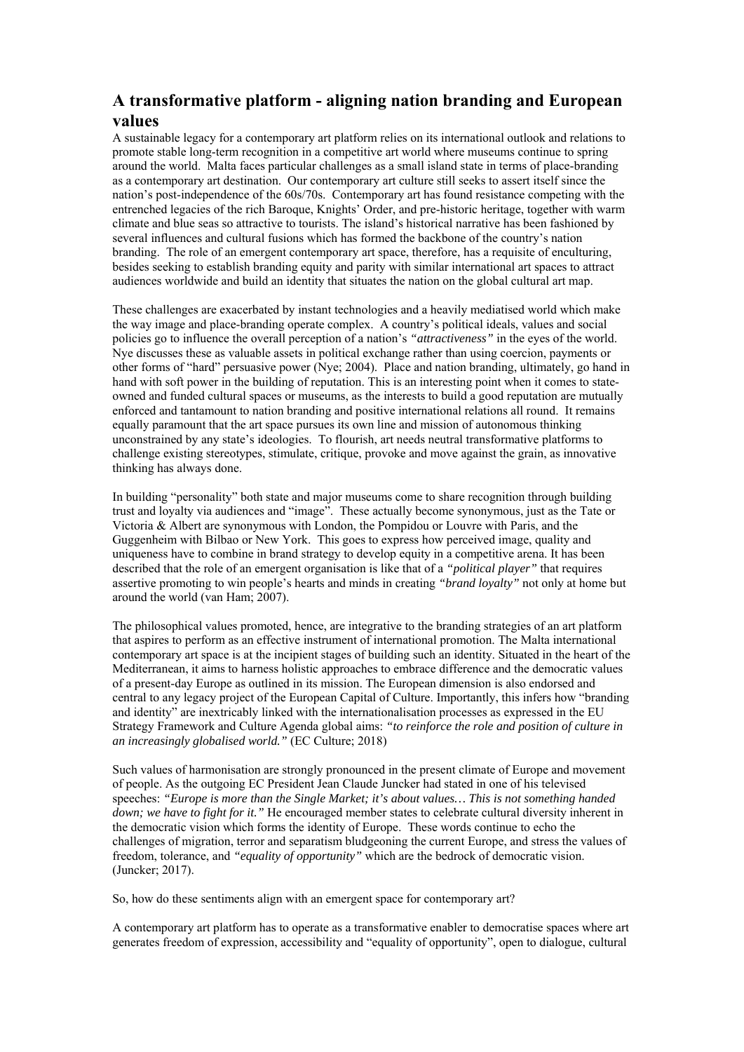## A transformative platform - aligning nation branding and European values

A sustainable legacy for a contemporary art platform relies on its international outlook and relations to promote stable long-term recognition in a competitive art world where museums continue to spring around the world. Malta faces particular challenges as a small island state in terms of place-branding as a contemporary art destination. Our contemporary art culture still seeks to assert itself since the nation's post-independence of the 60s/70s. Contemporary art has found resistance competing with the entrenched legacies of the rich Baroque, Knights' Order, and pre-historic heritage, together with warm climate and blue seas so attractive to tourists. The island's historical narrative has been fashioned by several influences and cultural fusions which has formed the backbone of the country's nation branding. The role of an emergent contemporary art space, therefore, has a requisite of enculturing, besides seeking to establish branding equity and parity with similar international art spaces to attract audiences worldwide and build an identity that situates the nation on the global cultural art map.

These challenges are exacerbated by instant technologies and a heavily mediatised world which make the way image and place-branding operate complex. A country's political ideals, values and social policies go to influence the overall perception of a nation's *"attractiveness"* in the eyes of the world. Nye discusses these as valuable assets in political exchange rather than using coercion, payments or other forms of "hard" persuasive power (Nye; 2004). Place and nation branding, ultimately, go hand in hand with soft power in the building of reputation. This is an interesting point when it comes to state-owned and funded cultural spaces or museums, as the interests to build a good reputation are mutually enforced and tantamount to nation branding and positive international relations all round. It remains equally paramount that the art space pursues its own line and mission of autonomous thinking unconstrained by any state's ideologies. To flourish, art needs neutral transformative platforms to challenge existing stereotypes, stimulate, critique, provoke and move against the grain, as innovative thinking has always done.

In building "personality" both state and major museums come to share recognition through building trust and loyalty via audiences and "image". These actually become synonymous, just as the Tate or Victoria & Albert are synonymous with London, the Pompidou or Louvre with Paris, and the Guggenheim with Bilbao or New York. This goes to express how perceived image, quality and uniqueness have to combine in brand strategy to develop equity in a competitive arena. It has been described that the role of an emergent organisation is like that of a *"political player"* that requires assertive promoting to win people's hearts and minds in creating *"brand loyalty"* not only at home but around the world (van Ham; 2007).

The philosophical values promoted, hence, are integrative to the branding strategies of an art platform that aspires to perform as an effective instrument of international promotion. The Malta international contemporary art space is at the incipient stages of building such an identity. Situated in the heart of the Mediterranean, it aims to harness holistic approaches to embrace difference and the democratic values of a present-day Europe as outlined in its mission. The European dimension is also endorsed and central to any legacy project of the European Capital of Culture. Importantly, this infers how "branding and identity" are inextricably linked with the internationalisation processes as expressed in the EU Strategy Framework and Culture Agenda global aims: ***"to reinforce the role and position of culture in an increasingly globalised world."*** (EC Culture; 2018)

Such values of harmonisation are strongly pronounced in the present climate of Europe and movement of people. As the outgoing EC President Jean Claude Juncker had stated in one of his televised speeches: *"Europe is more than the Single Market; it's about values… This is not something handed down; we have to fight for it."* He encouraged member states to celebrate cultural diversity inherent in the democratic vision which forms the identity of Europe. These words continue to echo the challenges of migration, terror and separatism bludgeoning the current Europe, and stress the values of freedom, tolerance, and *"equality of opportunity"* which are the bedrock of democratic vision. (Juncker; 2017).

So, how do these sentiments align with an emergent space for contemporary art?

A contemporary art platform has to operate as a transformative enabler to democratise spaces where art generates freedom of expression, accessibility and "equality of opportunity", open to dialogue, cultural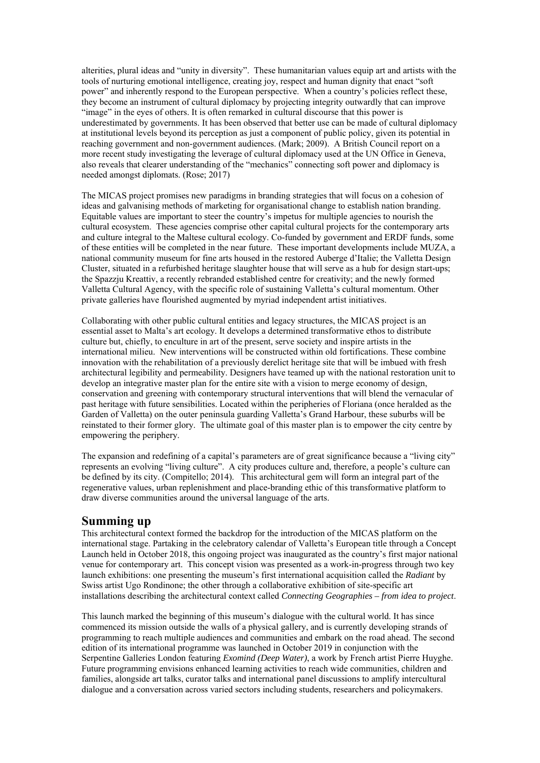alterities, plural ideas and "unity in diversity". These humanitarian values equip art and artists with the tools of nurturing emotional intelligence, creating joy, respect and human dignity that enact "soft power" and inherently respond to the European perspective. When a country's policies reflect these, they become an instrument of cultural diplomacy by projecting integrity outwardly that can improve "image" in the eyes of others. It is often remarked in cultural discourse that this power is underestimated by governments. It has been observed that better use can be made of cultural diplomacy at institutional levels beyond its perception as just a component of public policy, given its potential in reaching government and non-government audiences. (Mark; 2009). A British Council report on a more recent study investigating the leverage of cultural diplomacy used at the UN Office in Geneva, also reveals that clearer understanding of the "mechanics" connecting soft power and diplomacy is needed amongst diplomats. (Rose; 2017)

The MICAS project promises new paradigms in branding strategies that will focus on a cohesion of ideas and galvanising methods of marketing for organisational change to establish nation branding. Equitable values are important to steer the country's impetus for multiple agencies to nourish the cultural ecosystem. These agencies comprise other capital cultural projects for the contemporary arts and culture integral to the Maltese cultural ecology. Co-funded by government and ERDF funds, some of these entities will be completed in the near future. These important developments include MUZA, a national community museum for fine arts housed in the restored Auberge d'Italie; the Valletta Design Cluster, situated in a refurbished heritage slaughter house that will serve as a hub for design start-ups; the Spazzju Kreattiv, a recently rebranded established centre for creativity; and the newly formed Valletta Cultural Agency, with the specific role of sustaining Valletta's cultural momentum. Other private galleries have flourished augmented by myriad independent artist initiatives.

Collaborating with other public cultural entities and legacy structures, the MICAS project is an essential asset to Malta's art ecology. It develops a determined transformative ethos to distribute culture but, chiefly, to enculture in art of the present, serve society and inspire artists in the international milieu. New interventions will be constructed within old fortifications. These combine innovation with the rehabilitation of a previously derelict heritage site that will be imbued with fresh architectural legibility and permeability. Designers have teamed up with the national restoration unit to develop an integrative master plan for the entire site with a vision to merge economy of design, conservation and greening with contemporary structural interventions that will blend the vernacular of past heritage with future sensibilities. Located within the peripheries of Floriana (once heralded as the Garden of Valletta) on the outer peninsula guarding Valletta's Grand Harbour, these suburbs will be reinstated to their former glory. The ultimate goal of this master plan is to empower the city centre by empowering the periphery.

The expansion and redefining of a capital's parameters are of great significance because a "living city" represents an evolving "living culture". A city produces culture and, therefore, a people's culture can be defined by its city. (Compitello; 2014). This architectural gem will form an integral part of the regenerative values, urban replenishment and place-branding ethic of this transformative platform to draw diverse communities around the universal language of the arts.

## Summing up

This architectural context formed the backdrop for the introduction of the MICAS platform on the international stage. Partaking in the celebratory calendar of Valletta's European title through a Concept Launch held in October 2018, this ongoing project was inaugurated as the country's first major national venue for contemporary art. This concept vision was presented as a work-in-progress through two key launch exhibitions: one presenting the museum's first international acquisition called the *Radiant* by Swiss artist Ugo Rondinone; the other through a collaborative exhibition of site-specific art installations describing the architectural context called *Connecting Geographies – from idea to project*.

This launch marked the beginning of this museum's dialogue with the cultural world. It has since commenced its mission outside the walls of a physical gallery, and is currently developing strands of programming to reach multiple audiences and communities and embark on the road ahead. The second edition of its international programme was launched in October 2019 in conjunction with the Serpentine Galleries London featuring *Exomind (Deep Water)*, a work by French artist Pierre Huyghe. Future programming envisions enhanced learning activities to reach wide communities, children and families, alongside art talks, curator talks and international panel discussions to amplify intercultural dialogue and a conversation across varied sectors including students, researchers and policymakers.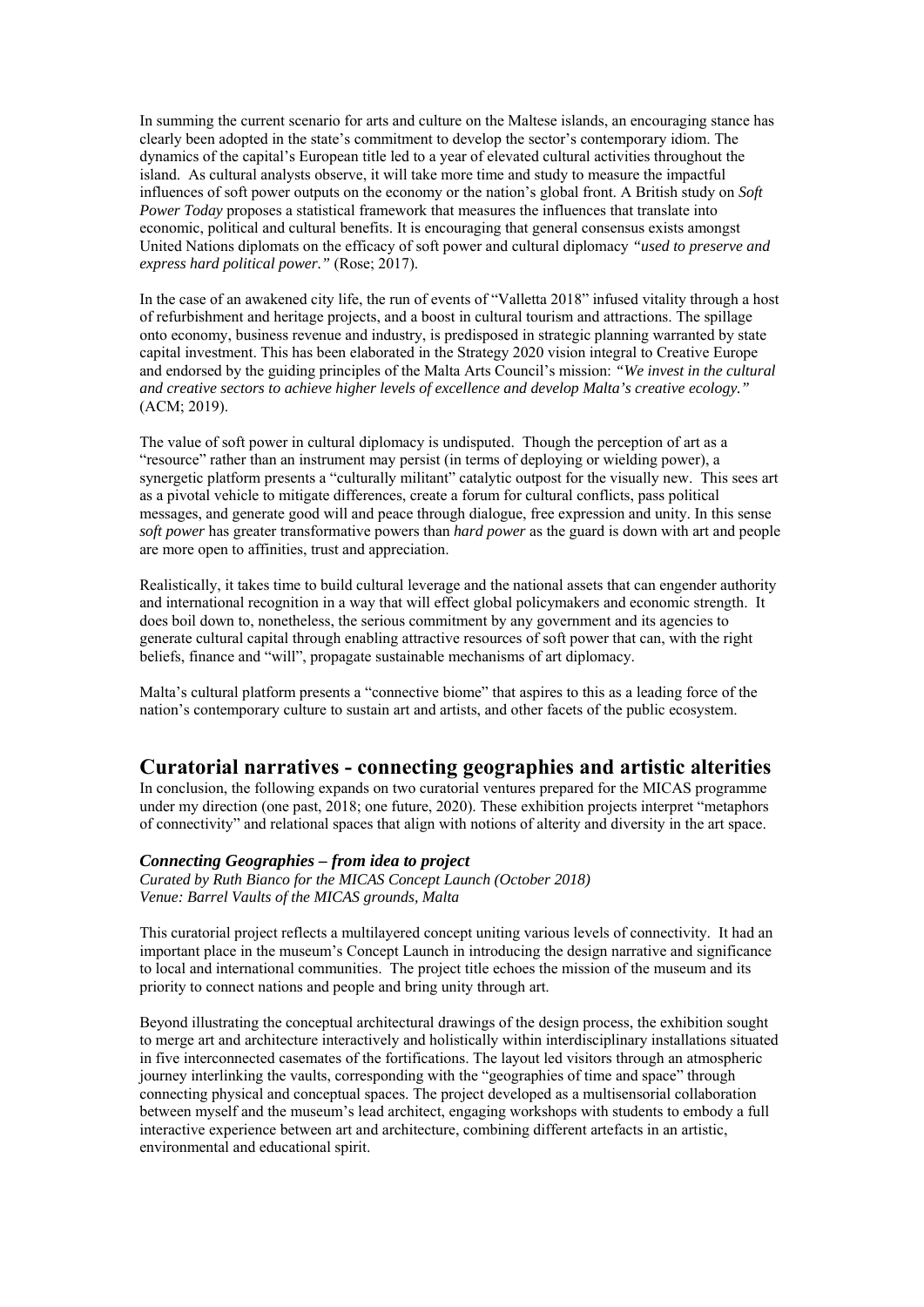In summing the current scenario for arts and culture on the Maltese islands, an encouraging stance has clearly been adopted in the state's commitment to develop the sector's contemporary idiom. The dynamics of the capital's European title led to a year of elevated cultural activities throughout the island. As cultural analysts observe, it will take more time and study to measure the impactful influences of soft power outputs on the economy or the nation's global front. A British study on *Soft Power Today* proposes a statistical framework that measures the influences that translate into economic, political and cultural benefits. It is encouraging that general consensus exists amongst United Nations diplomats on the efficacy of soft power and cultural diplomacy *"used to preserve and express hard political power."* (Rose; 2017).

In the case of an awakened city life, the run of events of "Valletta 2018" infused vitality through a host of refurbishment and heritage projects, and a boost in cultural tourism and attractions. The spillage onto economy, business revenue and industry, is predisposed in strategic planning warranted by state capital investment. This has been elaborated in the Strategy 2020 vision integral to Creative Europe and endorsed by the guiding principles of the Malta Arts Council's mission: *"We invest in the cultural and creative sectors to achieve higher levels of excellence and develop Malta's creative ecology."* (ACM; 2019).

The value of soft power in cultural diplomacy is undisputed. Though the perception of art as a "resource" rather than an instrument may persist (in terms of deploying or wielding power), a synergetic platform presents a "culturally militant" catalytic outpost for the visually new. This sees art as a pivotal vehicle to mitigate differences, create a forum for cultural conflicts, pass political messages, and generate good will and peace through dialogue, free expression and unity. In this sense *soft power* has greater transformative powers than *hard power* as the guard is down with art and people are more open to affinities, trust and appreciation.

Realistically, it takes time to build cultural leverage and the national assets that can engender authority and international recognition in a way that will effect global policymakers and economic strength. It does boil down to, nonetheless, the serious commitment by any government and its agencies to generate cultural capital through enabling attractive resources of soft power that can, with the right beliefs, finance and "will", propagate sustainable mechanisms of art diplomacy.

Malta's cultural platform presents a "connective biome" that aspires to this as a leading force of the nation's contemporary culture to sustain art and artists, and other facets of the public ecosystem.

## Curatorial narratives - connecting geographies and artistic alterities

In conclusion, the following expands on two curatorial ventures prepared for the MICAS programme under my direction (one past, 2018; one future, 2020). These exhibition projects interpret "metaphors of connectivity" and relational spaces that align with notions of alterity and diversity in the art space.

### *Connecting Geographies – from idea to project*

*Curated by Ruth Bianco for the MICAS Concept Launch (October 2018)*
*Venue: Barrel Vaults of the MICAS grounds, Malta*

This curatorial project reflects a multilayered concept uniting various levels of connectivity. It had an important place in the museum's Concept Launch in introducing the design narrative and significance to local and international communities. The project title echoes the mission of the museum and its priority to connect nations and people and bring unity through art.

Beyond illustrating the conceptual architectural drawings of the design process, the exhibition sought to merge art and architecture interactively and holistically within interdisciplinary installations situated in five interconnected casemates of the fortifications. The layout led visitors through an atmospheric journey interlinking the vaults, corresponding with the "geographies of time and space" through connecting physical and conceptual spaces. The project developed as a multisensorial collaboration between myself and the museum's lead architect, engaging workshops with students to embody a full interactive experience between art and architecture, combining different artefacts in an artistic, environmental and educational spirit.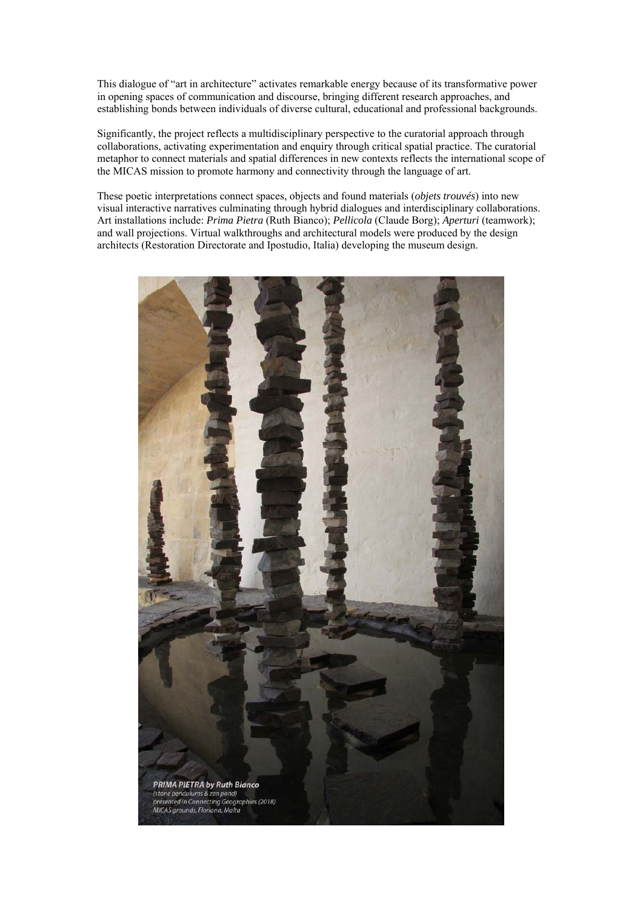This dialogue of "art in architecture" activates remarkable energy because of its transformative power in opening spaces of communication and discourse, bringing different research approaches, and establishing bonds between individuals of diverse cultural, educational and professional backgrounds.

Significantly, the project reflects a multidisciplinary perspective to the curatorial approach through collaborations, activating experimentation and enquiry through critical spatial practice. The curatorial metaphor to connect materials and spatial differences in new contexts reflects the international scope of the MICAS mission to promote harmony and connectivity through the language of art.

These poetic interpretations connect spaces, objects and found materials (*objets trouvés*) into new visual interactive narratives culminating through hybrid dialogues and interdisciplinary collaborations. Art installations include: ***Prima Pietra*** (Ruth Bianco); ***Pellicola*** (Claude Borg); ***Aperturi*** (teamwork); and wall projections. Virtual walkthroughs and architectural models were produced by the design architects (Restoration Directorate and Ipostudio, Italia) developing the museum design.

***PRIMA PIETRA by Ruth Bianco***
*(stone pendulums & zen pond)*
*presented in Connecting Geographies (2018)*
*MICAS grounds, Floriana, Malta*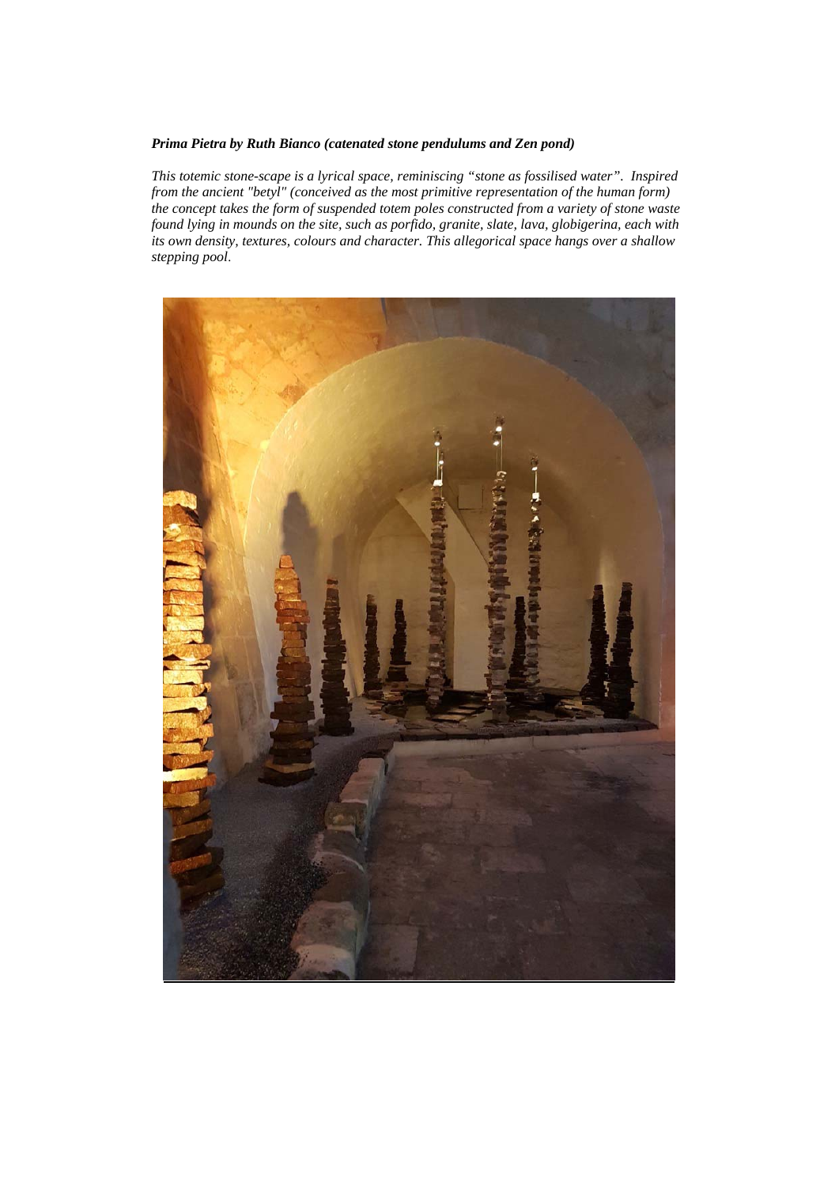***Prima Pietra by Ruth Bianco (catenated stone pendulums and Zen pond)***

*This totemic stone-scape is a lyrical space, reminiscing "stone as fossilised water". Inspired from the ancient "betyl" (conceived as the most primitive representation of the human form) the concept takes the form of suspended totem poles constructed from a variety of stone waste found lying in mounds on the site, such as porfido, granite, slate, lava, globigerina, each with its own density, textures, colours and character. This allegorical space hangs over a shallow stepping pool.*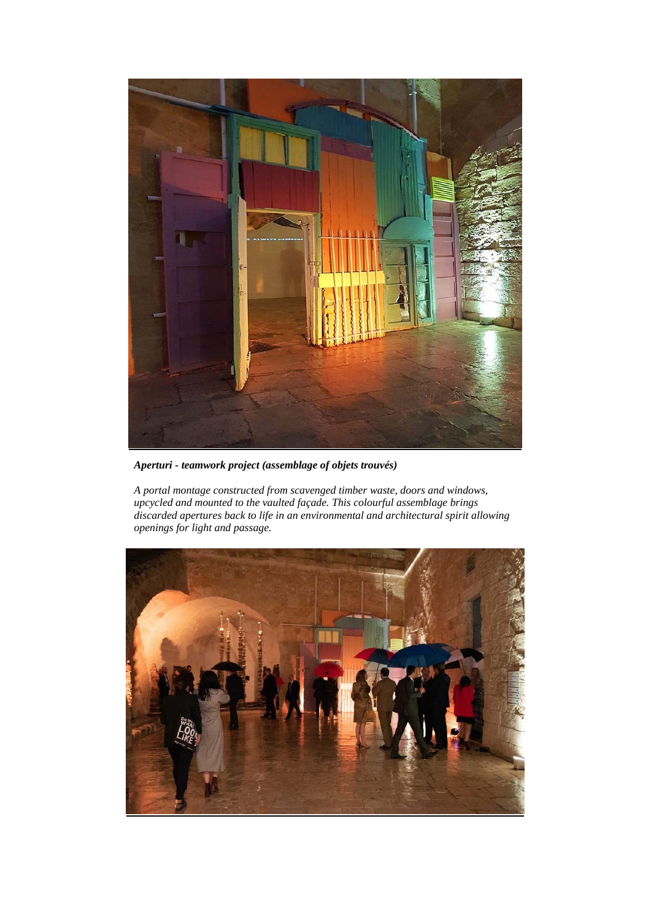***Aperturi - teamwork project (assemblage of objets trouvés)***

*A portal montage constructed from scavenged timber waste, doors and windows, upcycled and mounted to the vaulted façade. This colourful assemblage brings discarded apertures back to life in an environmental and architectural spirit allowing openings for light and passage.*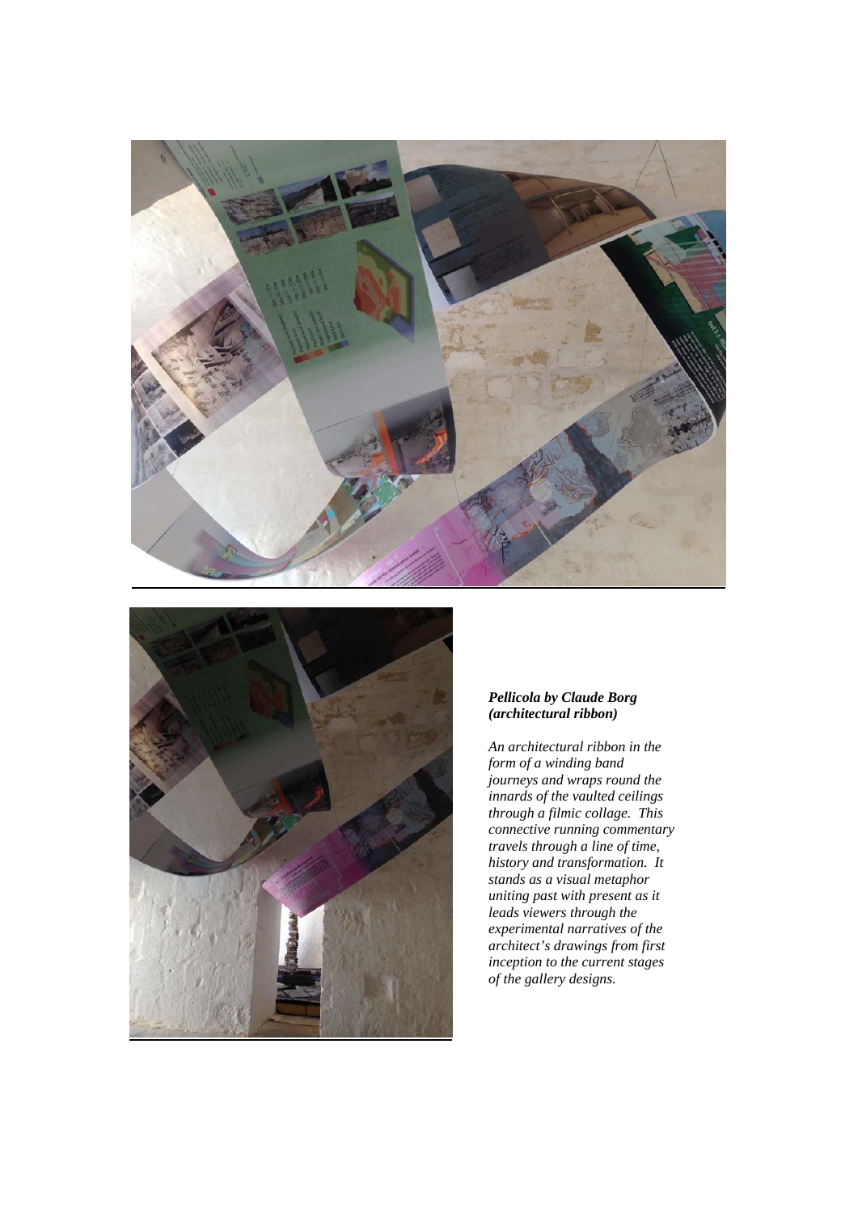***Pellicola by Claude Borg (architectural ribbon)***

*An architectural ribbon in the form of a winding band journeys and wraps round the innards of the vaulted ceilings through a filmic collage. This connective running commentary travels through a line of time, history and transformation. It stands as a visual metaphor uniting past with present as it leads viewers through the experimental narratives of the architect's drawings from first inception to the current stages of the gallery designs.*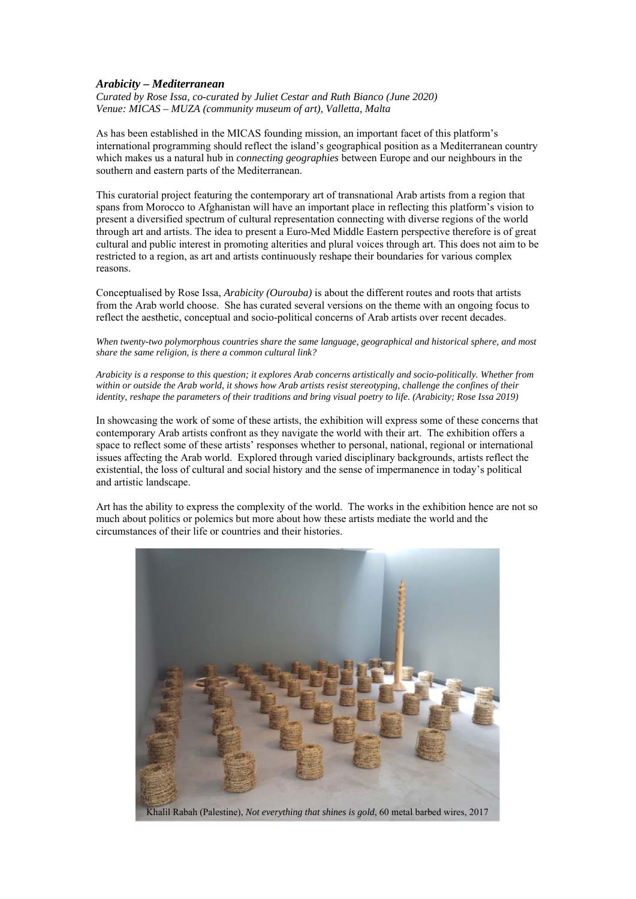### *Arabicity – Mediterranean*

*Curated by Rose Issa, co-curated by Juliet Cestar and Ruth Bianco (June 2020)*
*Venue: MICAS – MUZA (community museum of art), Valletta, Malta*

As has been established in the MICAS founding mission, an important facet of this platform's international programming should reflect the island's geographical position as a Mediterranean country which makes us a natural hub in *connecting geographies* between Europe and our neighbours in the southern and eastern parts of the Mediterranean.

This curatorial project featuring the contemporary art of transnational Arab artists from a region that spans from Morocco to Afghanistan will have an important place in reflecting this platform's vision to present a diversified spectrum of cultural representation connecting with diverse regions of the world through art and artists. The idea to present a Euro-Med Middle Eastern perspective therefore is of great cultural and public interest in promoting alterities and plural voices through art. This does not aim to be restricted to a region, as art and artists continuously reshape their boundaries for various complex reasons.

Conceptualised by Rose Issa, *Arabicity (Ourouba)* is about the different routes and roots that artists from the Arab world choose. She has curated several versions on the theme with an ongoing focus to reflect the aesthetic, conceptual and socio-political concerns of Arab artists over recent decades.

*When twenty-two polymorphous countries share the same language, geographical and historical sphere, and most share the same religion, is there a common cultural link?*

*Arabicity is a response to this question; it explores Arab concerns artistically and socio-politically. Whether from within or outside the Arab world, it shows how Arab artists resist stereotyping, challenge the confines of their identity, reshape the parameters of their traditions and bring visual poetry to life. (Arabicity; Rose Issa 2019)*

In showcasing the work of some of these artists, the exhibition will express some of these concerns that contemporary Arab artists confront as they navigate the world with their art. The exhibition offers a space to reflect some of these artists' responses whether to personal, national, regional or international issues affecting the Arab world. Explored through varied disciplinary backgrounds, artists reflect the existential, the loss of cultural and social history and the sense of impermanence in today's political and artistic landscape.

Art has the ability to express the complexity of the world. The works in the exhibition hence are not so much about politics or polemics but more about how these artists mediate the world and the circumstances of their life or countries and their histories.

Khalil Rabah (Palestine), *Not everything that shines is gold*, 60 metal barbed wires, 2017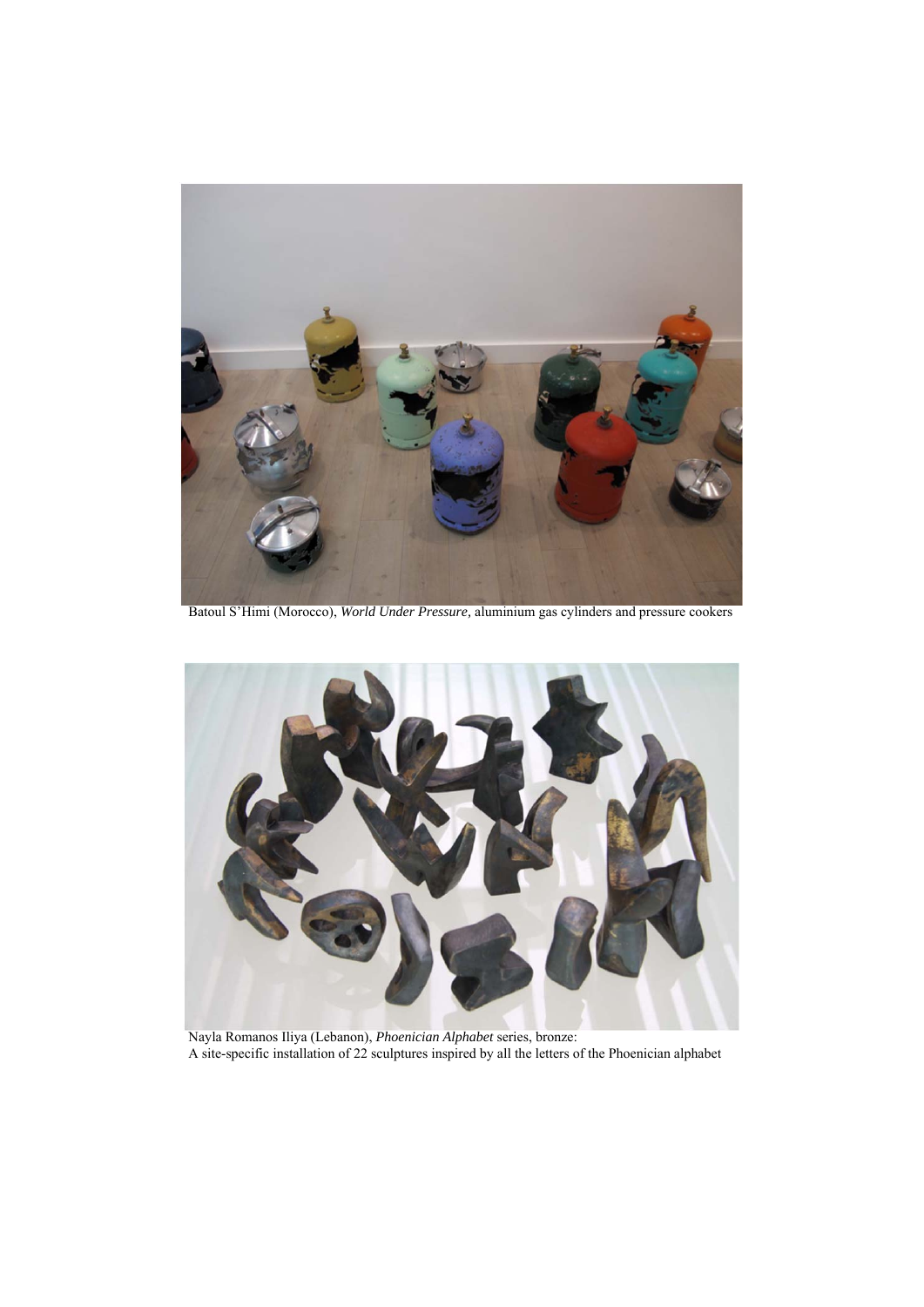Batoul S'Himi (Morocco), *World Under Pressure,* aluminium gas cylinders and pressure cookers

Nayla Romanos Iliya (Lebanon), *Phoenician Alphabet* series, bronze:
A site-specific installation of 22 sculptures inspired by all the letters of the Phoenician alphabet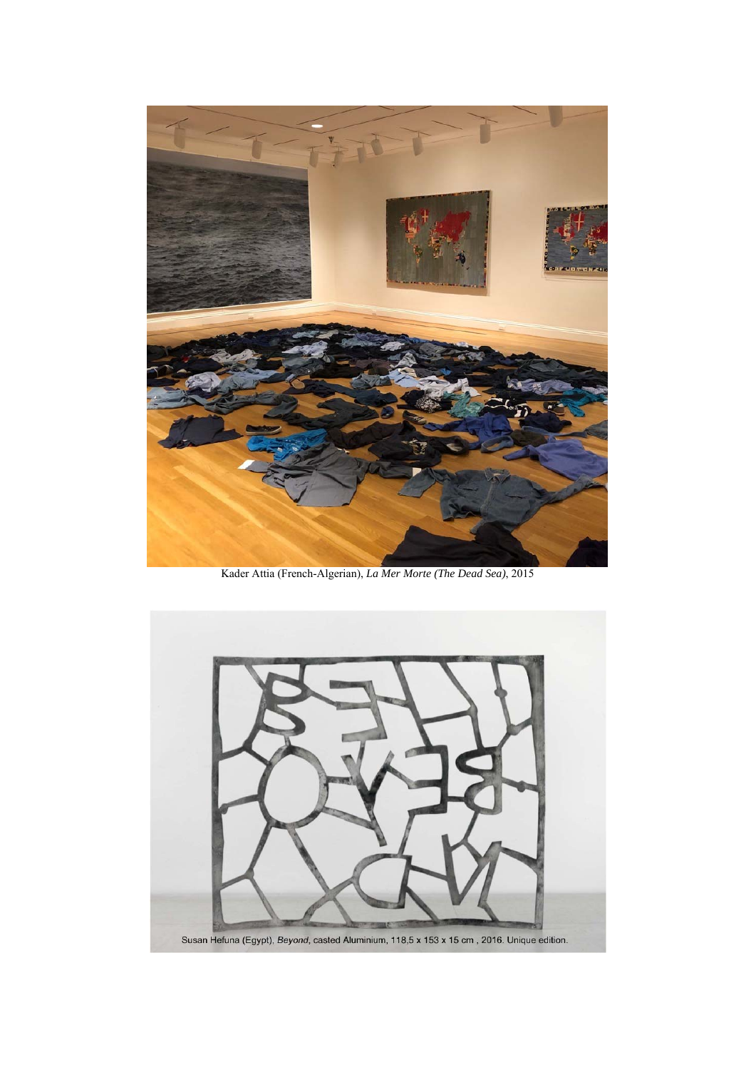Kader Attia (French-Algerian), *La Mer Morte (The Dead Sea)*, 2015

Susan Hefuna (Egypt), *Beyond*, casted Aluminium, 118,5 x 153 x 15 cm , 2016. Unique edition.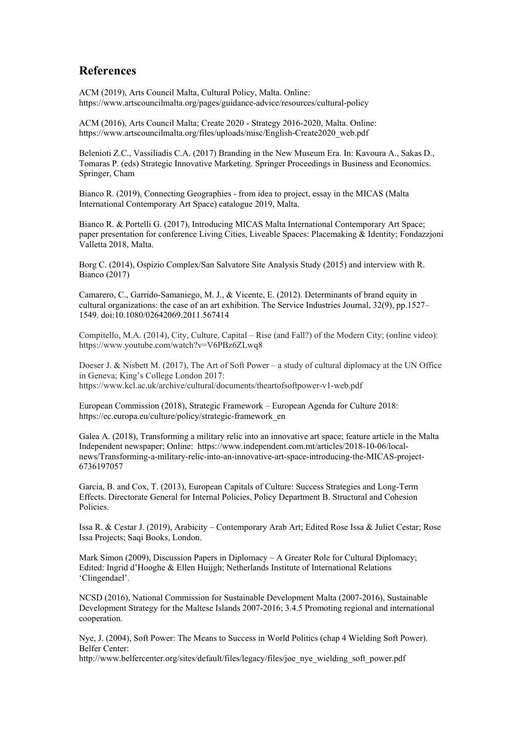## References

ACM (2019), Arts Council Malta, Cultural Policy, Malta. Online: https://www.artscouncilmalta.org/pages/guidance-advice/resources/cultural-policy

ACM (2016), Arts Council Malta; Create 2020 - Strategy 2016-2020, Malta. Online: https://www.artscouncilmalta.org/files/uploads/misc/English-Create2020_web.pdf

Belenioti Z.C., Vassiliadis C.A. (2017) Branding in the New Museum Era. In: Kavoura A., Sakas D., Tomaras P. (eds) Strategic Innovative Marketing. Springer Proceedings in Business and Economics. Springer, Cham

Bianco R. (2019), Connecting Geographies - from idea to project, essay in the MICAS (Malta International Contemporary Art Space) catalogue 2019, Malta.

Bianco R. & Portelli G. (2017), Introducing MICAS Malta International Contemporary Art Space; paper presentation for conference Living Cities, Liveable Spaces: Placemaking & Identity; Fondazzjoni Valletta 2018, Malta.

Borg C. (2014), Ospizio Complex/San Salvatore Site Analysis Study (2015) and interview with R. Bianco (2017)

Camarero, C., Garrido-Samaniego, M. J., & Vicente, E. (2012). Determinants of brand equity in cultural organizations: the case of an art exhibition. The Service Industries Journal, 32(9), pp.1527–1549. doi:10.1080/02642069.2011.567414

Compitello, M.A. (2014), City, Culture, Capital – Rise (and Fall?) of the Modern City; (online video): https://www.youtube.com/watch?v=V6PBz6ZLwq8

Doeser J. & Nisbett M. (2017), The Art of Soft Power – a study of cultural diplomacy at the UN Office in Geneva; King's College London 2017: https://www.kcl.ac.uk/archive/cultural/documents/theartofsoftpower-v1-web.pdf

European Commission (2018), Strategic Framework – European Agenda for Culture 2018: https://ec.europa.eu/culture/policy/strategic-framework_en

Galea A. (2018), Transforming a military relic into an innovative art space; feature article in the Malta Independent newspaper; Online: https://www.independent.com.mt/articles/2018-10-06/local-news/Transforming-a-military-relic-into-an-innovative-art-space-introducing-the-MICAS-project-6736197057

Garcia, B. and Cox, T. (2013), European Capitals of Culture: Success Strategies and Long-Term Effects. Directorate General for Internal Policies, Policy Department B. Structural and Cohesion Policies.

Issa R. & Cestar J. (2019), Arabicity – Contemporary Arab Art; Edited Rose Issa & Juliet Cestar; Rose Issa Projects; Saqi Books, London.

Mark Simon (2009), Discussion Papers in Diplomacy – A Greater Role for Cultural Diplomacy; Edited: Ingrid d'Hooghe & Ellen Huijgh; Netherlands Institute of International Relations 'Clingendael'.

NCSD (2016), National Commission for Sustainable Development Malta (2007-2016), Sustainable Development Strategy for the Maltese Islands 2007-2016; 3.4.5 Promoting regional and international cooperation.

Nye, J. (2004), Soft Power: The Means to Success in World Politics (chap 4 Wielding Soft Power). Belfer Center: http://www.belfercenter.org/sites/default/files/legacy/files/joe_nye_wielding_soft_power.pdf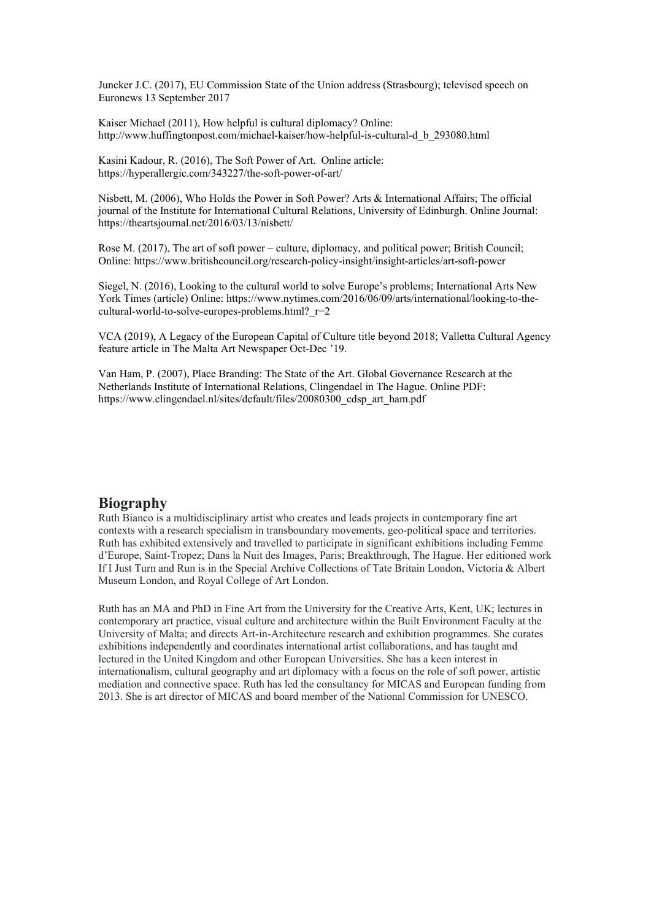Juncker J.C. (2017), EU Commission State of the Union address (Strasbourg); televised speech on Euronews 13 September 2017

Kaiser Michael (2011), How helpful is cultural diplomacy? Online: http://www.huffingtonpost.com/michael-kaiser/how-helpful-is-cultural-d_b_293080.html

Kasini Kadour, R. (2016), The Soft Power of Art. Online article: https://hyperallergic.com/343227/the-soft-power-of-art/

Nisbett, M. (2006), Who Holds the Power in Soft Power? Arts & International Affairs; The official journal of the Institute for International Cultural Relations, University of Edinburgh. Online Journal: https://theartsjournal.net/2016/03/13/nisbett/

Rose M. (2017), The art of soft power – culture, diplomacy, and political power; British Council; Online: https://www.britishcouncil.org/research-policy-insight/insight-articles/art-soft-power

Siegel, N. (2016), Looking to the cultural world to solve Europe's problems; International Arts New York Times (article) Online: https://www.nytimes.com/2016/06/09/arts/international/looking-to-the-cultural-world-to-solve-europes-problems.html?_r=2

VCA (2019), A Legacy of the European Capital of Culture title beyond 2018; Valletta Cultural Agency feature article in The Malta Art Newspaper Oct-Dec '19.

Van Ham, P. (2007), Place Branding: The State of the Art. Global Governance Research at the Netherlands Institute of International Relations, Clingendael in The Hague. Online PDF: https://www.clingendael.nl/sites/default/files/20080300_cdsp_art_ham.pdf

## Biography

Ruth Bianco is a multidisciplinary artist who creates and leads projects in contemporary fine art contexts with a research specialism in transboundary movements, geo-political space and territories. Ruth has exhibited extensively and travelled to participate in significant exhibitions including Femme d'Europe, Saint-Tropez; Dans la Nuit des Images, Paris; Breakthrough, The Hague. Her editioned work If I Just Turn and Run is in the Special Archive Collections of Tate Britain London, Victoria & Albert Museum London, and Royal College of Art London.

Ruth has an MA and PhD in Fine Art from the University for the Creative Arts, Kent, UK; lectures in contemporary art practice, visual culture and architecture within the Built Environment Faculty at the University of Malta; and directs Art-in-Architecture research and exhibition programmes. She curates exhibitions independently and coordinates international artist collaborations, and has taught and lectured in the United Kingdom and other European Universities. She has a keen interest in internationalism, cultural geography and art diplomacy with a focus on the role of soft power, artistic mediation and connective space. Ruth has led the consultancy for MICAS and European funding from 2013. She is art director of MICAS and board member of the National Commission for UNESCO.